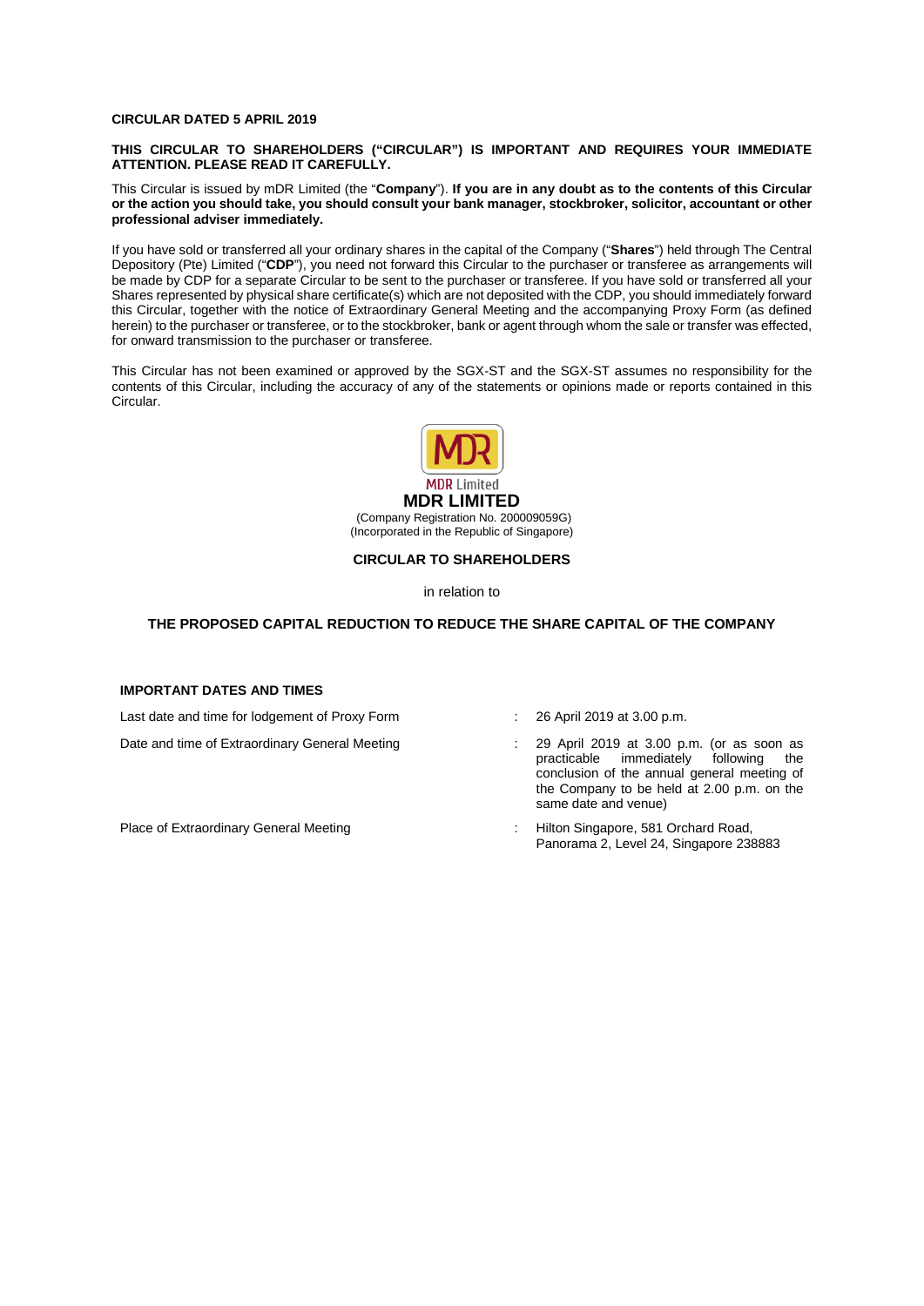**CIRCULAR DATED 5 APRIL 2019**

**THIS CIRCULAR TO SHAREHOLDERS ("CIRCULAR") IS IMPORTANT AND REQUIRES YOUR IMMEDIATE ATTENTION. PLEASE READ IT CAREFULLY.**

This Circular is issued by mDR Limited (the "**Company**"). **If you are in any doubt as to the contents of this Circular or the action you should take, you should consult your bank manager, stockbroker, solicitor, accountant or other professional adviser immediately.**

If you have sold or transferred all your ordinary shares in the capital of the Company ("**Shares**") held through The Central Depository (Pte) Limited ("**CDP**"), you need not forward this Circular to the purchaser or transferee as arrangements will be made by CDP for a separate Circular to be sent to the purchaser or transferee. If you have sold or transferred all your Shares represented by physical share certificate(s) which are not deposited with the CDP, you should immediately forward this Circular, together with the notice of Extraordinary General Meeting and the accompanying Proxy Form (as defined herein) to the purchaser or transferee, or to the stockbroker, bank or agent through whom the sale or transfer was effected, for onward transmission to the purchaser or transferee.

This Circular has not been examined or approved by the SGX-ST and the SGX-ST assumes no responsibility for the contents of this Circular, including the accuracy of any of the statements or opinions made or reports contained in this Circular.

MDR Limited

**MDR LIMITED**
(Company Registration No. 200009059G)
(Incorporated in the Republic of Singapore)

**CIRCULAR TO SHAREHOLDERS**

in relation to

**THE PROPOSED CAPITAL REDUCTION TO REDUCE THE SHARE CAPITAL OF THE COMPANY**

**IMPORTANT DATES AND TIMES**

| | | |
|---|---|---|
| Last date and time for lodgement of Proxy Form | : | 26 April 2019 at 3.00 p.m. |
| Date and time of Extraordinary General Meeting | : | 29 April 2019 at 3.00 p.m. (or as soon as practicable immediately following the conclusion of the annual general meeting of the Company to be held at 2.00 p.m. on the same date and venue) |
| Place of Extraordinary General Meeting | : | Hilton Singapore, 581 Orchard Road, Panorama 2, Level 24, Singapore 238883 |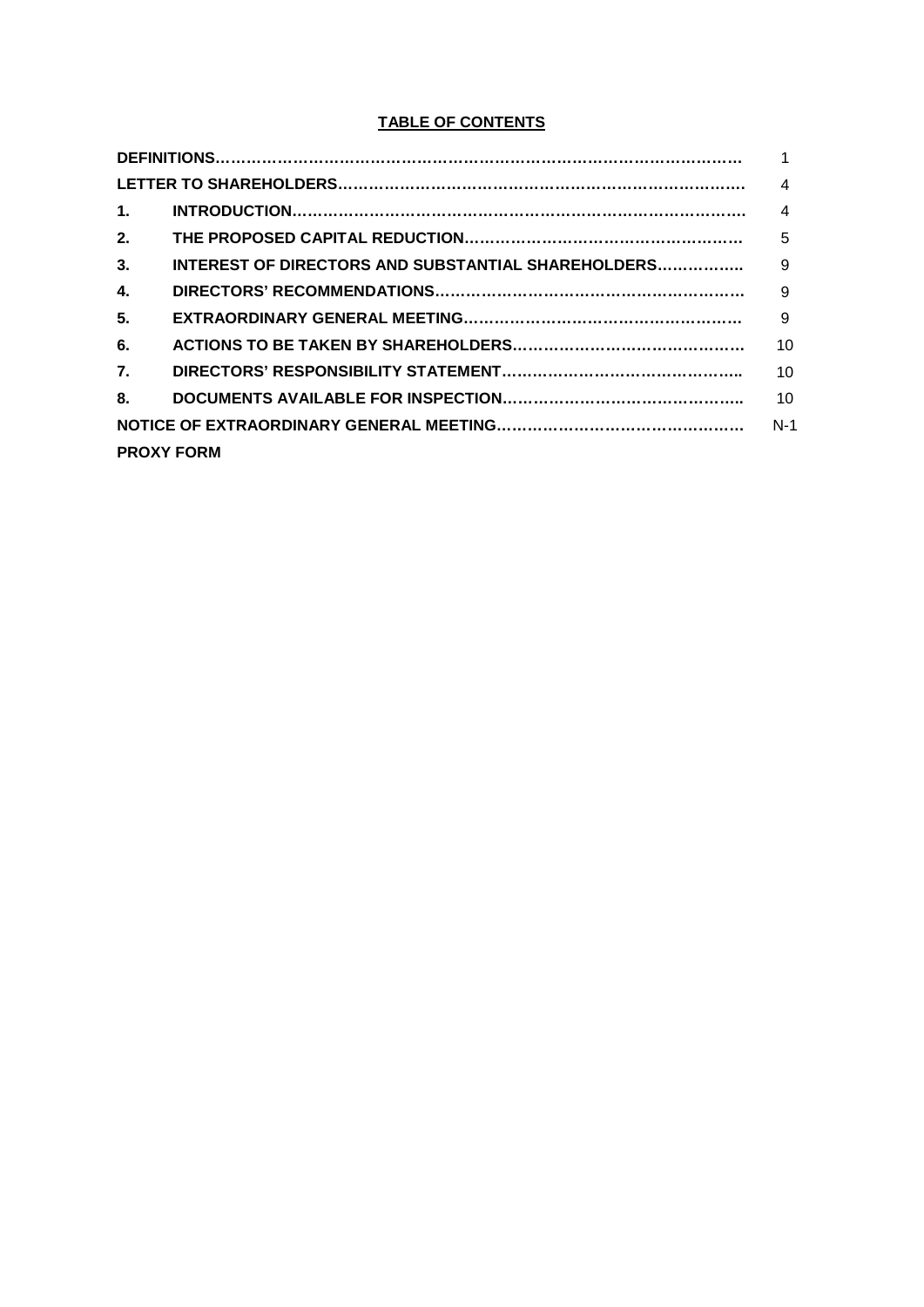**TABLE OF CONTENTS**

| | | |
|---|---|---|
| **DEFINITIONS** | | 1 |
| **LETTER TO SHAREHOLDERS** | | 4 |
| **1.** | **INTRODUCTION** | 4 |
| **2.** | **THE PROPOSED CAPITAL REDUCTION** | 5 |
| **3.** | **INTEREST OF DIRECTORS AND SUBSTANTIAL SHAREHOLDERS** | 9 |
| **4.** | **DIRECTORS' RECOMMENDATIONS** | 9 |
| **5.** | **EXTRAORDINARY GENERAL MEETING** | 9 |
| **6.** | **ACTIONS TO BE TAKEN BY SHAREHOLDERS** | 10 |
| **7.** | **DIRECTORS' RESPONSIBILITY STATEMENT** | 10 |
| **8.** | **DOCUMENTS AVAILABLE FOR INSPECTION** | 10 |
| **NOTICE OF EXTRAORDINARY GENERAL MEETING** | | N-1 |
| **PROXY FORM** | | |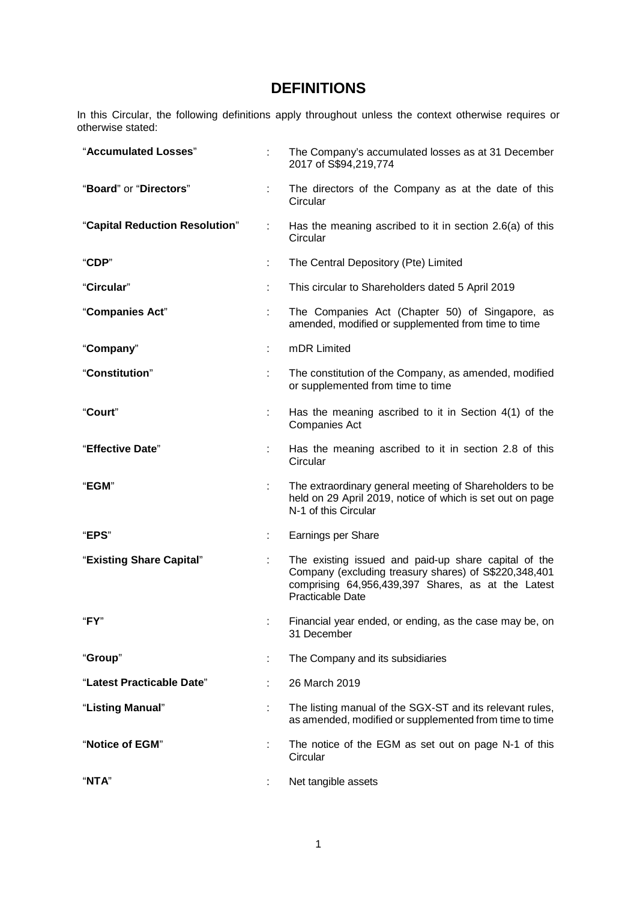# DEFINITIONS

In this Circular, the following definitions apply throughout unless the context otherwise requires or otherwise stated:

| | | |
|---|---|---|
| "**Accumulated Losses**" | : | The Company's accumulated losses as at 31 December 2017 of S$94,219,774 |
| "**Board**" or "**Directors**" | : | The directors of the Company as at the date of this Circular |
| "**Capital Reduction Resolution**" | : | Has the meaning ascribed to it in section 2.6(a) of this Circular |
| "**CDP**" | : | The Central Depository (Pte) Limited |
| "**Circular**" | : | This circular to Shareholders dated 5 April 2019 |
| "**Companies Act**" | : | The Companies Act (Chapter 50) of Singapore, as amended, modified or supplemented from time to time |
| "**Company**" | : | mDR Limited |
| "**Constitution**" | : | The constitution of the Company, as amended, modified or supplemented from time to time |
| "**Court**" | : | Has the meaning ascribed to it in Section 4(1) of the Companies Act |
| "**Effective Date**" | : | Has the meaning ascribed to it in section 2.8 of this Circular |
| "**EGM**" | : | The extraordinary general meeting of Shareholders to be held on 29 April 2019, notice of which is set out on page N-1 of this Circular |
| "**EPS**" | : | Earnings per Share |
| "**Existing Share Capital**" | : | The existing issued and paid-up share capital of the Company (excluding treasury shares) of S$220,348,401 comprising 64,956,439,397 Shares, as at the Latest Practicable Date |
| "**FY**" | : | Financial year ended, or ending, as the case may be, on 31 December |
| "**Group**" | : | The Company and its subsidiaries |
| "**Latest Practicable Date**" | : | 26 March 2019 |
| "**Listing Manual**" | : | The listing manual of the SGX-ST and its relevant rules, as amended, modified or supplemented from time to time |
| "**Notice of EGM**" | : | The notice of the EGM as set out on page N-1 of this Circular |
| "**NTA**" | : | Net tangible assets |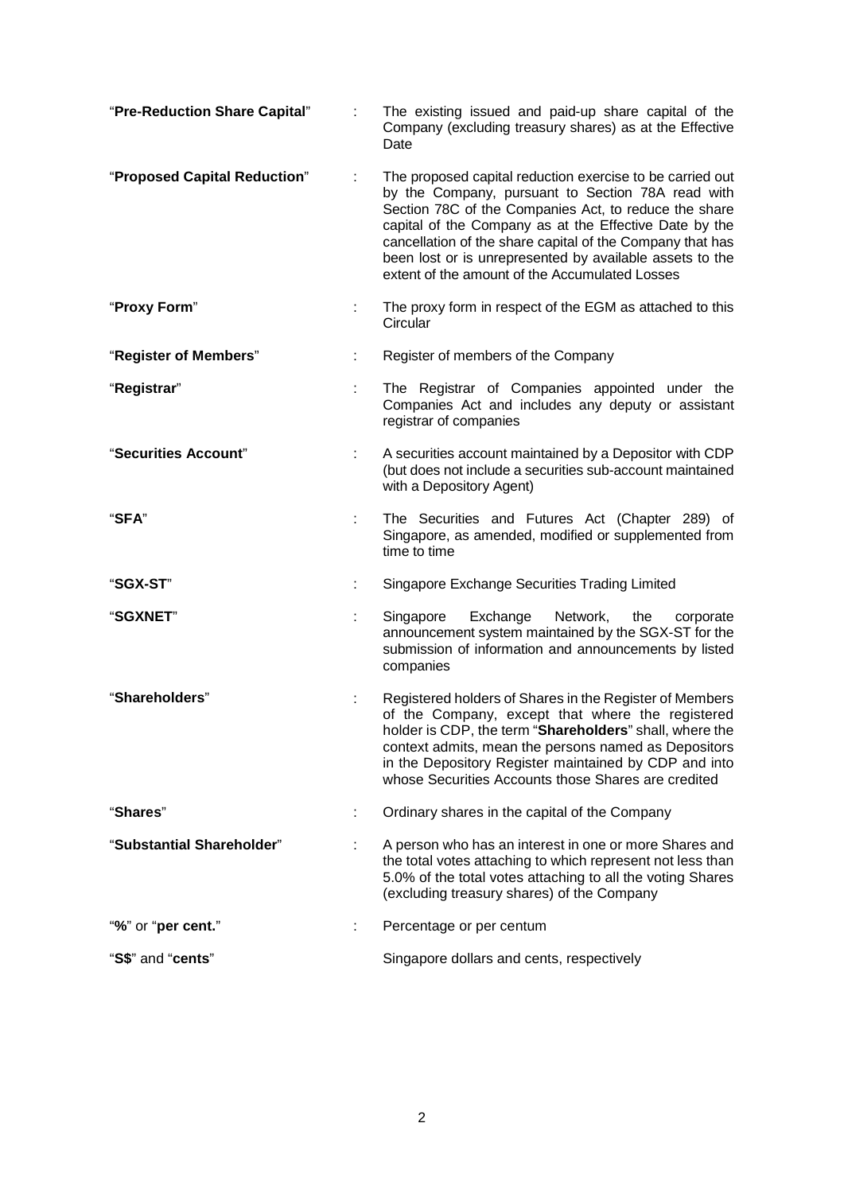| | | |
|---|---|---|
| "**Pre-Reduction Share Capital**" | : | The existing issued and paid-up share capital of the Company (excluding treasury shares) as at the Effective Date |
| "**Proposed Capital Reduction**" | : | The proposed capital reduction exercise to be carried out by the Company, pursuant to Section 78A read with Section 78C of the Companies Act, to reduce the share capital of the Company as at the Effective Date by the cancellation of the share capital of the Company that has been lost or is unrepresented by available assets to the extent of the amount of the Accumulated Losses |
| "**Proxy Form**" | : | The proxy form in respect of the EGM as attached to this Circular |
| "**Register of Members**" | : | Register of members of the Company |
| "**Registrar**" | : | The Registrar of Companies appointed under the Companies Act and includes any deputy or assistant registrar of companies |
| "**Securities Account**" | : | A securities account maintained by a Depositor with CDP (but does not include a securities sub-account maintained with a Depository Agent) |
| "**SFA**" | : | The Securities and Futures Act (Chapter 289) of Singapore, as amended, modified or supplemented from time to time |
| "**SGX-ST**" | : | Singapore Exchange Securities Trading Limited |
| "**SGXNET**" | : | Singapore Exchange Network, the corporate announcement system maintained by the SGX-ST for the submission of information and announcements by listed companies |
| "**Shareholders**" | : | Registered holders of Shares in the Register of Members of the Company, except that where the registered holder is CDP, the term "**Shareholders**" shall, where the context admits, mean the persons named as Depositors in the Depository Register maintained by CDP and into whose Securities Accounts those Shares are credited |
| "**Shares**" | : | Ordinary shares in the capital of the Company |
| "**Substantial Shareholder**" | : | A person who has an interest in one or more Shares and the total votes attaching to which represent not less than 5.0% of the total votes attaching to all the voting Shares (excluding treasury shares) of the Company |
| "**%**" or "**per cent.**" | : | Percentage or per centum |
| "**S$**" and "**cents**" | | Singapore dollars and cents, respectively |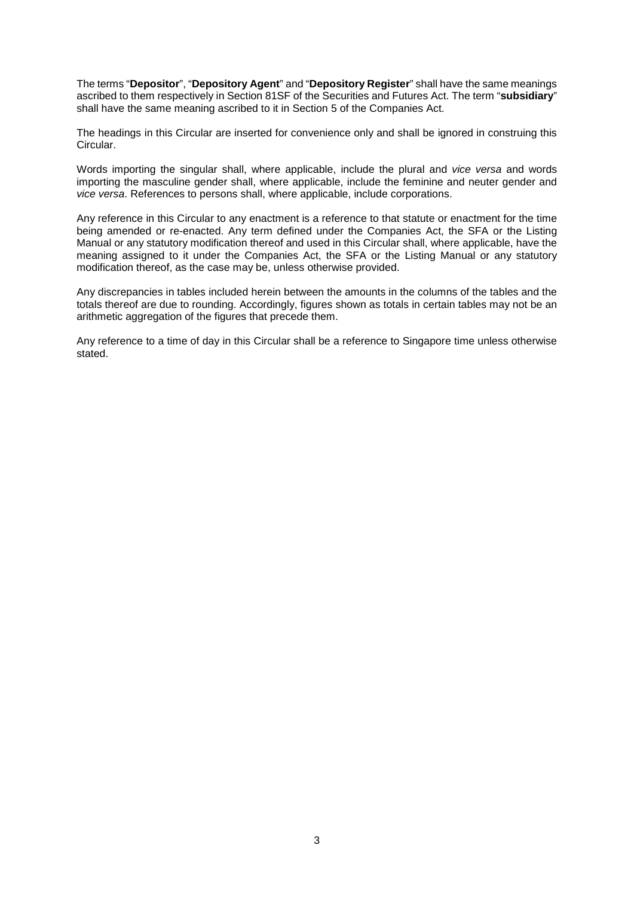The terms "**Depositor**", "**Depository Agent**" and "**Depository Register**" shall have the same meanings ascribed to them respectively in Section 81SF of the Securities and Futures Act. The term "**subsidiary**" shall have the same meaning ascribed to it in Section 5 of the Companies Act.

The headings in this Circular are inserted for convenience only and shall be ignored in construing this Circular.

Words importing the singular shall, where applicable, include the plural and *vice versa* and words importing the masculine gender shall, where applicable, include the feminine and neuter gender and *vice versa*. References to persons shall, where applicable, include corporations.

Any reference in this Circular to any enactment is a reference to that statute or enactment for the time being amended or re-enacted. Any term defined under the Companies Act, the SFA or the Listing Manual or any statutory modification thereof and used in this Circular shall, where applicable, have the meaning assigned to it under the Companies Act, the SFA or the Listing Manual or any statutory modification thereof, as the case may be, unless otherwise provided.

Any discrepancies in tables included herein between the amounts in the columns of the tables and the totals thereof are due to rounding. Accordingly, figures shown as totals in certain tables may not be an arithmetic aggregation of the figures that precede them.

Any reference to a time of day in this Circular shall be a reference to Singapore time unless otherwise stated.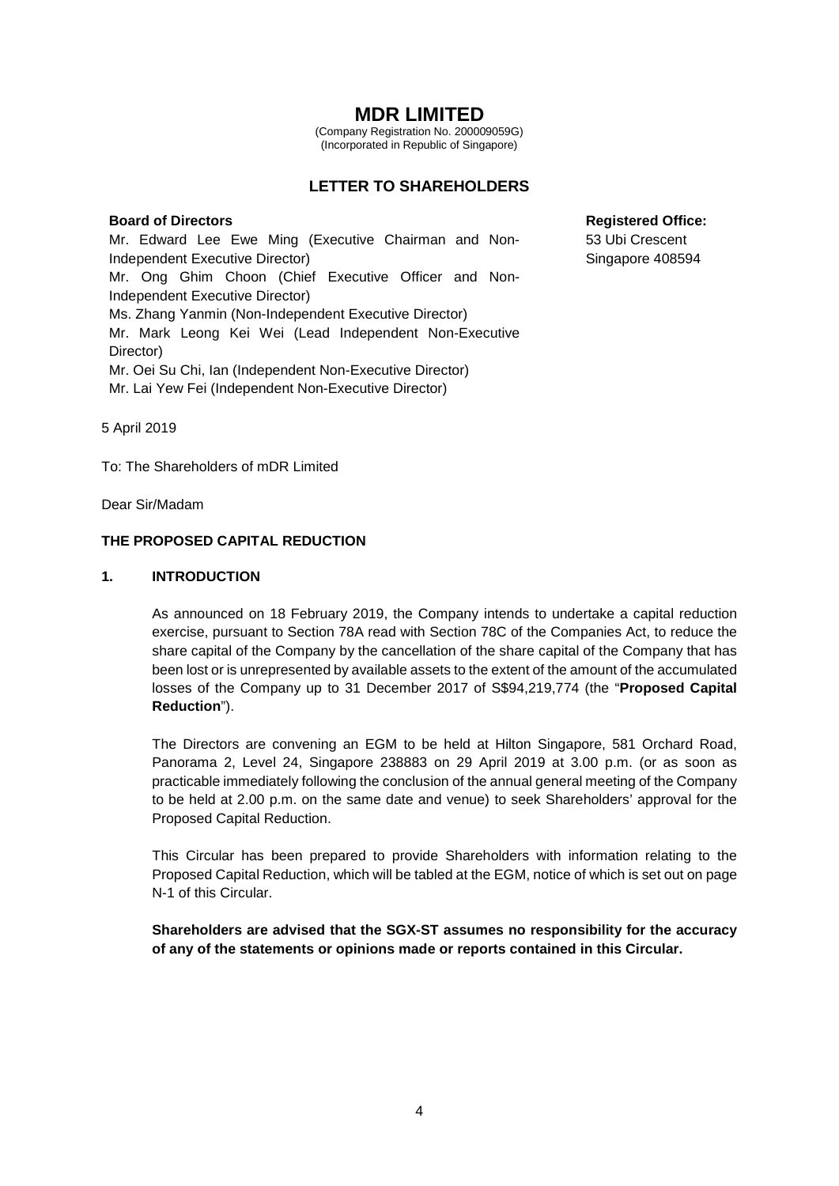# MDR LIMITED

(Company Registration No. 200009059G)
(Incorporated in Republic of Singapore)

## LETTER TO SHAREHOLDERS

**Board of Directors**

Mr. Edward Lee Ewe Ming (Executive Chairman and Non-Independent Executive Director)
Mr. Ong Ghim Choon (Chief Executive Officer and Non-Independent Executive Director)
Ms. Zhang Yanmin (Non-Independent Executive Director)
Mr. Mark Leong Kei Wei (Lead Independent Non-Executive Director)
Mr. Oei Su Chi, Ian (Independent Non-Executive Director)
Mr. Lai Yew Fei (Independent Non-Executive Director)

**Registered Office:**

53 Ubi Crescent
Singapore 408594

5 April 2019

To: The Shareholders of mDR Limited

Dear Sir/Madam

**THE PROPOSED CAPITAL REDUCTION**

**1. INTRODUCTION**

As announced on 18 February 2019, the Company intends to undertake a capital reduction exercise, pursuant to Section 78A read with Section 78C of the Companies Act, to reduce the share capital of the Company by the cancellation of the share capital of the Company that has been lost or is unrepresented by available assets to the extent of the amount of the accumulated losses of the Company up to 31 December 2017 of S$94,219,774 (the "**Proposed Capital Reduction**").

The Directors are convening an EGM to be held at Hilton Singapore, 581 Orchard Road, Panorama 2, Level 24, Singapore 238883 on 29 April 2019 at 3.00 p.m. (or as soon as practicable immediately following the conclusion of the annual general meeting of the Company to be held at 2.00 p.m. on the same date and venue) to seek Shareholders' approval for the Proposed Capital Reduction.

This Circular has been prepared to provide Shareholders with information relating to the Proposed Capital Reduction, which will be tabled at the EGM, notice of which is set out on page N-1 of this Circular.

**Shareholders are advised that the SGX-ST assumes no responsibility for the accuracy of any of the statements or opinions made or reports contained in this Circular.**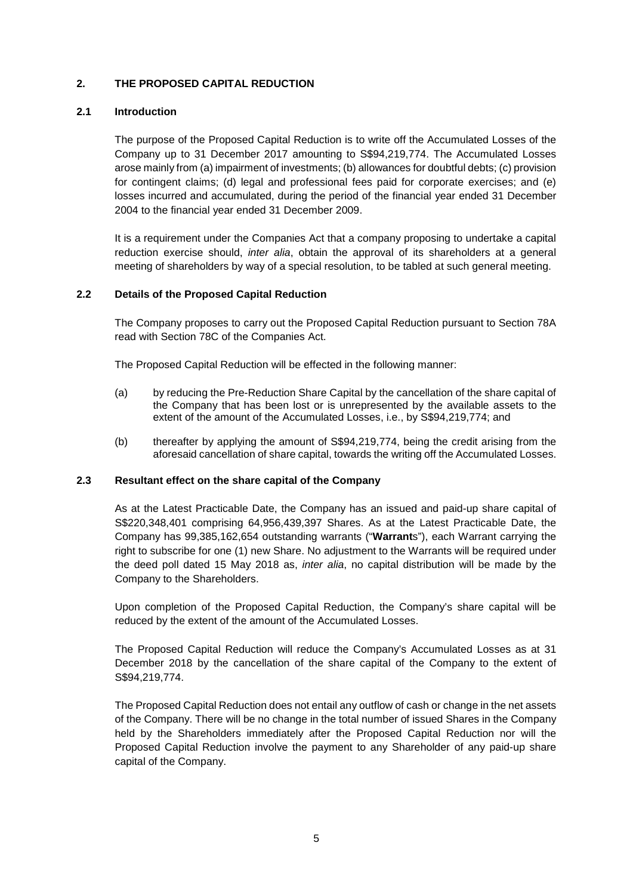## 2. THE PROPOSED CAPITAL REDUCTION

### 2.1 Introduction

The purpose of the Proposed Capital Reduction is to write off the Accumulated Losses of the Company up to 31 December 2017 amounting to S$94,219,774. The Accumulated Losses arose mainly from (a) impairment of investments; (b) allowances for doubtful debts; (c) provision for contingent claims; (d) legal and professional fees paid for corporate exercises; and (e) losses incurred and accumulated, during the period of the financial year ended 31 December 2004 to the financial year ended 31 December 2009.

It is a requirement under the Companies Act that a company proposing to undertake a capital reduction exercise should, *inter alia*, obtain the approval of its shareholders at a general meeting of shareholders by way of a special resolution, to be tabled at such general meeting.

### 2.2 Details of the Proposed Capital Reduction

The Company proposes to carry out the Proposed Capital Reduction pursuant to Section 78A read with Section 78C of the Companies Act.

The Proposed Capital Reduction will be effected in the following manner:

(a) by reducing the Pre-Reduction Share Capital by the cancellation of the share capital of the Company that has been lost or is unrepresented by the available assets to the extent of the amount of the Accumulated Losses, i.e., by S$94,219,774; and

(b) thereafter by applying the amount of S$94,219,774, being the credit arising from the aforesaid cancellation of share capital, towards the writing off the Accumulated Losses.

### 2.3 Resultant effect on the share capital of the Company

As at the Latest Practicable Date, the Company has an issued and paid-up share capital of S$220,348,401 comprising 64,956,439,397 Shares. As at the Latest Practicable Date, the Company has 99,385,162,654 outstanding warrants ("**Warrant**s"), each Warrant carrying the right to subscribe for one (1) new Share. No adjustment to the Warrants will be required under the deed poll dated 15 May 2018 as, *inter alia*, no capital distribution will be made by the Company to the Shareholders.

Upon completion of the Proposed Capital Reduction, the Company's share capital will be reduced by the extent of the amount of the Accumulated Losses.

The Proposed Capital Reduction will reduce the Company's Accumulated Losses as at 31 December 2018 by the cancellation of the share capital of the Company to the extent of S$94,219,774.

The Proposed Capital Reduction does not entail any outflow of cash or change in the net assets of the Company. There will be no change in the total number of issued Shares in the Company held by the Shareholders immediately after the Proposed Capital Reduction nor will the Proposed Capital Reduction involve the payment to any Shareholder of any paid-up share capital of the Company.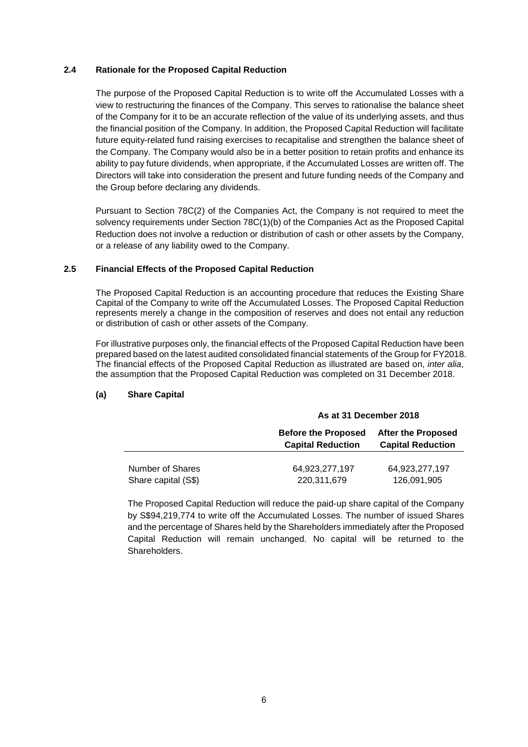### 2.4 Rationale for the Proposed Capital Reduction

The purpose of the Proposed Capital Reduction is to write off the Accumulated Losses with a view to restructuring the finances of the Company. This serves to rationalise the balance sheet of the Company for it to be an accurate reflection of the value of its underlying assets, and thus the financial position of the Company. In addition, the Proposed Capital Reduction will facilitate future equity-related fund raising exercises to recapitalise and strengthen the balance sheet of the Company. The Company would also be in a better position to retain profits and enhance its ability to pay future dividends, when appropriate, if the Accumulated Losses are written off. The Directors will take into consideration the present and future funding needs of the Company and the Group before declaring any dividends.

Pursuant to Section 78C(2) of the Companies Act, the Company is not required to meet the solvency requirements under Section 78C(1)(b) of the Companies Act as the Proposed Capital Reduction does not involve a reduction or distribution of cash or other assets by the Company, or a release of any liability owed to the Company.

### 2.5 Financial Effects of the Proposed Capital Reduction

The Proposed Capital Reduction is an accounting procedure that reduces the Existing Share Capital of the Company to write off the Accumulated Losses. The Proposed Capital Reduction represents merely a change in the composition of reserves and does not entail any reduction or distribution of cash or other assets of the Company.

For illustrative purposes only, the financial effects of the Proposed Capital Reduction have been prepared based on the latest audited consolidated financial statements of the Group for FY2018. The financial effects of the Proposed Capital Reduction as illustrated are based on, *inter alia*, the assumption that the Proposed Capital Reduction was completed on 31 December 2018.

#### (a) Share Capital

| | As at 31 December 2018 | |
|---|---|---|
| | **Before the Proposed Capital Reduction** | **After the Proposed Capital Reduction** |
| Number of Shares | 64,923,277,197 | 64,923,277,197 |
| Share capital (S$) | 220,311,679 | 126,091,905 |

The Proposed Capital Reduction will reduce the paid-up share capital of the Company by S$94,219,774 to write off the Accumulated Losses. The number of issued Shares and the percentage of Shares held by the Shareholders immediately after the Proposed Capital Reduction will remain unchanged. No capital will be returned to the Shareholders.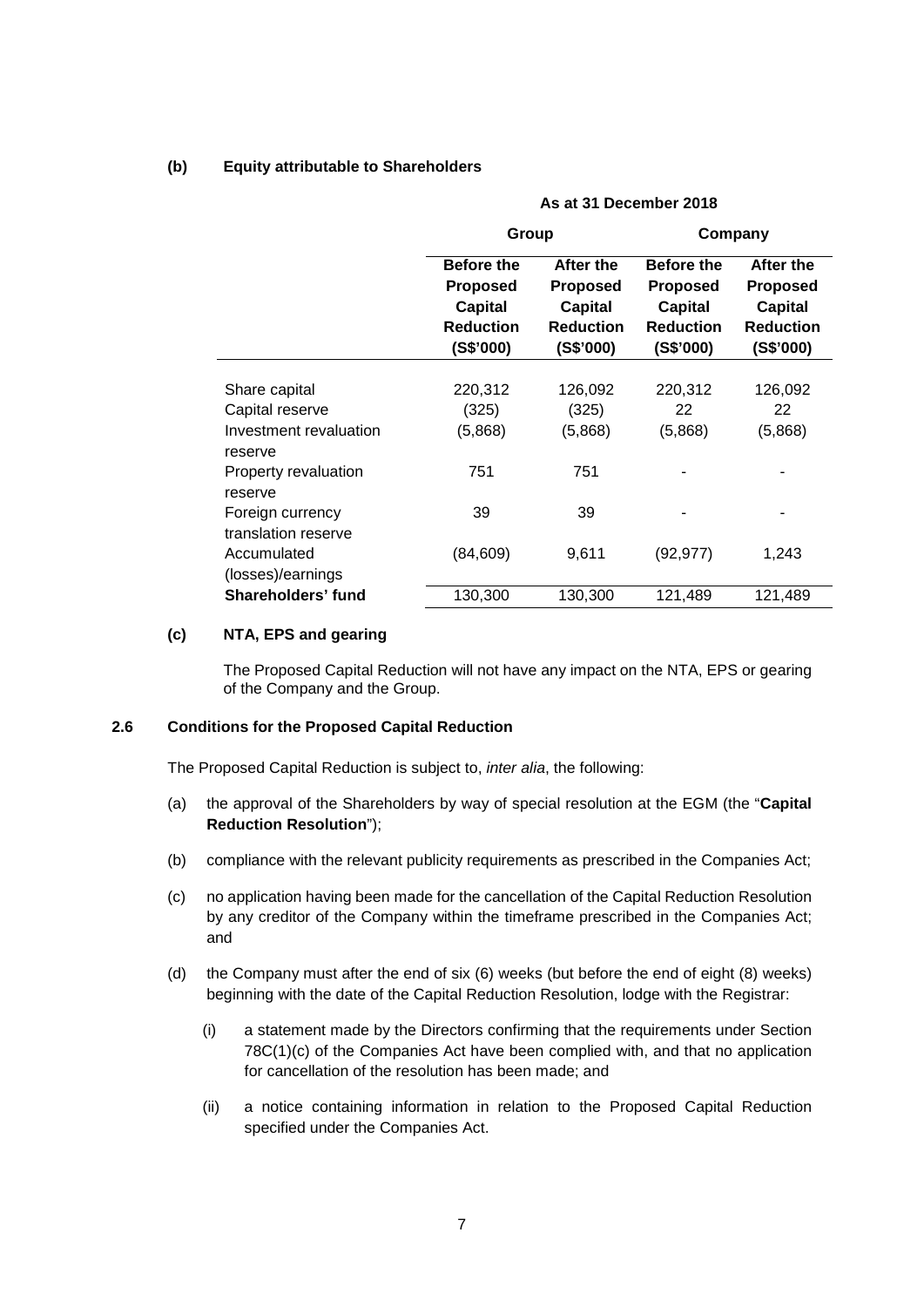**(b) Equity attributable to Shareholders**

| | As at 31 December 2018 | | | |
|---|---|---|---|---|
| | Group | | Company | |
| | Before the Proposed Capital Reduction (S$'000) | After the Proposed Capital Reduction (S$'000) | Before the Proposed Capital Reduction (S$'000) | After the Proposed Capital Reduction (S$'000) |
| Share capital | 220,312 | 126,092 | 220,312 | 126,092 |
| Capital reserve | (325) | (325) | 22 | 22 |
| Investment revaluation reserve | (5,868) | (5,868) | (5,868) | (5,868) |
| Property revaluation reserve | 751 | 751 | - | - |
| Foreign currency translation reserve | 39 | 39 | - | - |
| Accumulated (losses)/earnings | (84,609) | 9,611 | (92,977) | 1,243 |
| **Shareholders' fund** | 130,300 | 130,300 | 121,489 | 121,489 |

**(c) NTA, EPS and gearing**

The Proposed Capital Reduction will not have any impact on the NTA, EPS or gearing of the Company and the Group.

**2.6 Conditions for the Proposed Capital Reduction**

The Proposed Capital Reduction is subject to, *inter alia*, the following:

(a) the approval of the Shareholders by way of special resolution at the EGM (the "**Capital Reduction Resolution**");

(b) compliance with the relevant publicity requirements as prescribed in the Companies Act;

(c) no application having been made for the cancellation of the Capital Reduction Resolution by any creditor of the Company within the timeframe prescribed in the Companies Act; and

(d) the Company must after the end of six (6) weeks (but before the end of eight (8) weeks) beginning with the date of the Capital Reduction Resolution, lodge with the Registrar:

(i) a statement made by the Directors confirming that the requirements under Section 78C(1)(c) of the Companies Act have been complied with, and that no application for cancellation of the resolution has been made; and

(ii) a notice containing information in relation to the Proposed Capital Reduction specified under the Companies Act.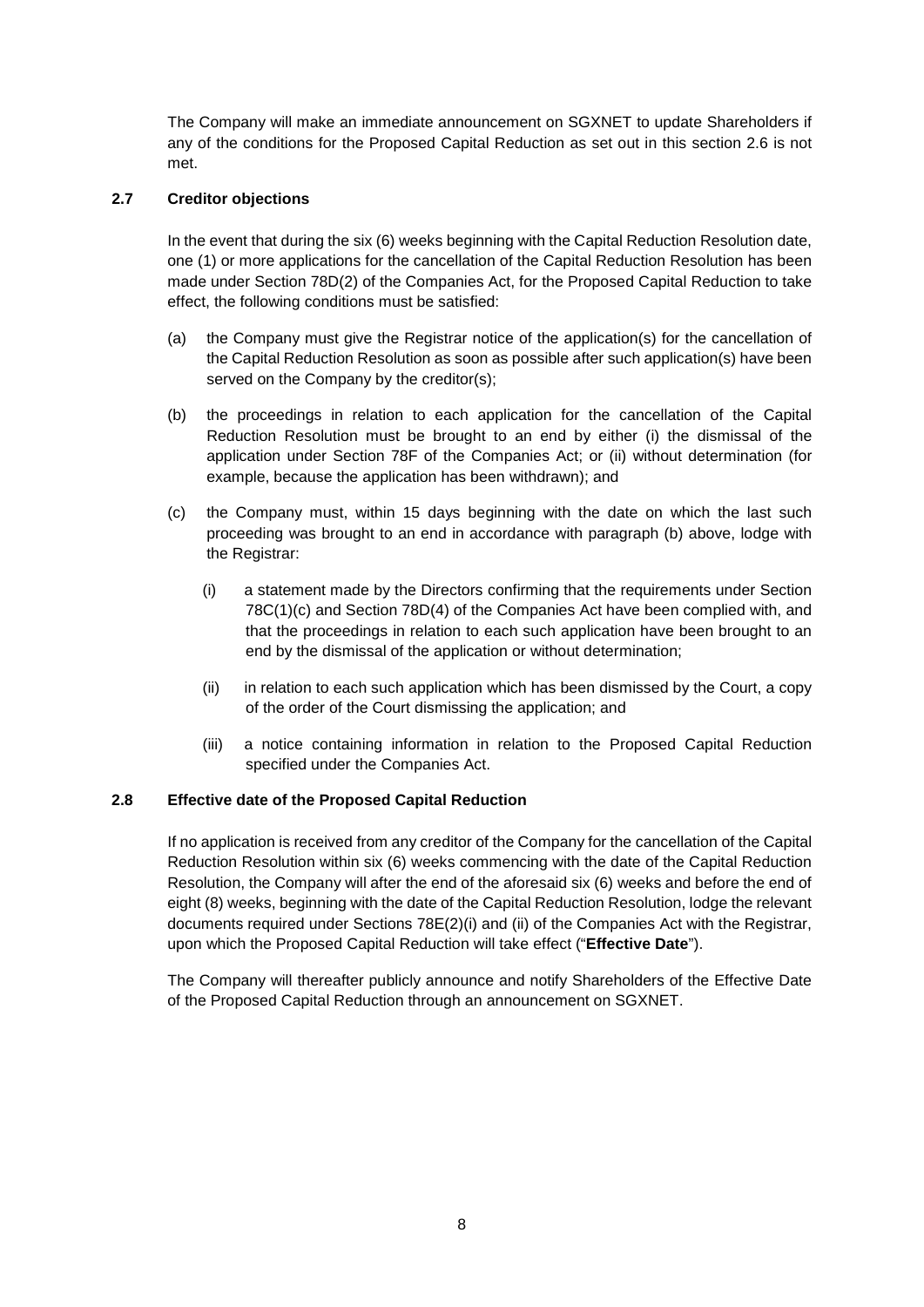The Company will make an immediate announcement on SGXNET to update Shareholders if any of the conditions for the Proposed Capital Reduction as set out in this section 2.6 is not met.

### 2.7 Creditor objections

In the event that during the six (6) weeks beginning with the Capital Reduction Resolution date, one (1) or more applications for the cancellation of the Capital Reduction Resolution has been made under Section 78D(2) of the Companies Act, for the Proposed Capital Reduction to take effect, the following conditions must be satisfied:

(a) the Company must give the Registrar notice of the application(s) for the cancellation of the Capital Reduction Resolution as soon as possible after such application(s) have been served on the Company by the creditor(s);

(b) the proceedings in relation to each application for the cancellation of the Capital Reduction Resolution must be brought to an end by either (i) the dismissal of the application under Section 78F of the Companies Act; or (ii) without determination (for example, because the application has been withdrawn); and

(c) the Company must, within 15 days beginning with the date on which the last such proceeding was brought to an end in accordance with paragraph (b) above, lodge with the Registrar:

  (i) a statement made by the Directors confirming that the requirements under Section 78C(1)(c) and Section 78D(4) of the Companies Act have been complied with, and that the proceedings in relation to each such application have been brought to an end by the dismissal of the application or without determination;

  (ii) in relation to each such application which has been dismissed by the Court, a copy of the order of the Court dismissing the application; and

  (iii) a notice containing information in relation to the Proposed Capital Reduction specified under the Companies Act.

### 2.8 Effective date of the Proposed Capital Reduction

If no application is received from any creditor of the Company for the cancellation of the Capital Reduction Resolution within six (6) weeks commencing with the date of the Capital Reduction Resolution, the Company will after the end of the aforesaid six (6) weeks and before the end of eight (8) weeks, beginning with the date of the Capital Reduction Resolution, lodge the relevant documents required under Sections 78E(2)(i) and (ii) of the Companies Act with the Registrar, upon which the Proposed Capital Reduction will take effect ("**Effective Date**").

The Company will thereafter publicly announce and notify Shareholders of the Effective Date of the Proposed Capital Reduction through an announcement on SGXNET.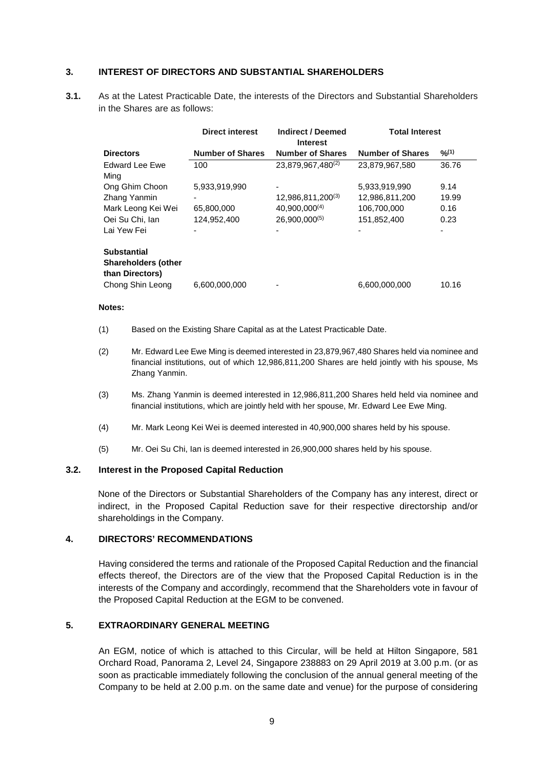## 3. INTEREST OF DIRECTORS AND SUBSTANTIAL SHAREHOLDERS

**3.1.** As at the Latest Practicable Date, the interests of the Directors and Substantial Shareholders in the Shares are as follows:

| | **Direct interest** | **Indirect / Deemed Interest** | **Total Interest** | |
|---|---|---|---|---|
| **Directors** | **Number of Shares** | **Number of Shares** | **Number of Shares** | **%[(1)]** |
| Edward Lee Ewe Ming | 100 | 23,879,967,480[(2)] | 23,879,967,580 | 36.76 |
| Ong Ghim Choon | 5,933,919,990 | - | 5,933,919,990 | 9.14 |
| Zhang Yanmin | - | 12,986,811,200[(3)] | 12,986,811,200 | 19.99 |
| Mark Leong Kei Wei | 65,800,000 | 40,900,000[(4)] | 106,700,000 | 0.16 |
| Oei Su Chi, Ian | 124,952,400 | 26,900,000[(5)] | 151,852,400 | 0.23 |
| Lai Yew Fei | - | - | - | - |
| **Substantial Shareholders (other than Directors)** | | | | |
| Chong Shin Leong | 6,600,000,000 | - | 6,600,000,000 | 10.16 |

**Notes:**

(1) Based on the Existing Share Capital as at the Latest Practicable Date.

(2) Mr. Edward Lee Ewe Ming is deemed interested in 23,879,967,480 Shares held via nominee and financial institutions, out of which 12,986,811,200 Shares are held jointly with his spouse, Ms Zhang Yanmin.

(3) Ms. Zhang Yanmin is deemed interested in 12,986,811,200 Shares held held via nominee and financial institutions, which are jointly held with her spouse, Mr. Edward Lee Ewe Ming.

(4) Mr. Mark Leong Kei Wei is deemed interested in 40,900,000 shares held by his spouse.

(5) Mr. Oei Su Chi, Ian is deemed interested in 26,900,000 shares held by his spouse.

**3.2. Interest in the Proposed Capital Reduction**

None of the Directors or Substantial Shareholders of the Company has any interest, direct or indirect, in the Proposed Capital Reduction save for their respective directorship and/or shareholdings in the Company.

## 4. DIRECTORS' RECOMMENDATIONS

Having considered the terms and rationale of the Proposed Capital Reduction and the financial effects thereof, the Directors are of the view that the Proposed Capital Reduction is in the interests of the Company and accordingly, recommend that the Shareholders vote in favour of the Proposed Capital Reduction at the EGM to be convened.

## 5. EXTRAORDINARY GENERAL MEETING

An EGM, notice of which is attached to this Circular, will be held at Hilton Singapore, 581 Orchard Road, Panorama 2, Level 24, Singapore 238883 on 29 April 2019 at 3.00 p.m. (or as soon as practicable immediately following the conclusion of the annual general meeting of the Company to be held at 2.00 p.m. on the same date and venue) for the purpose of considering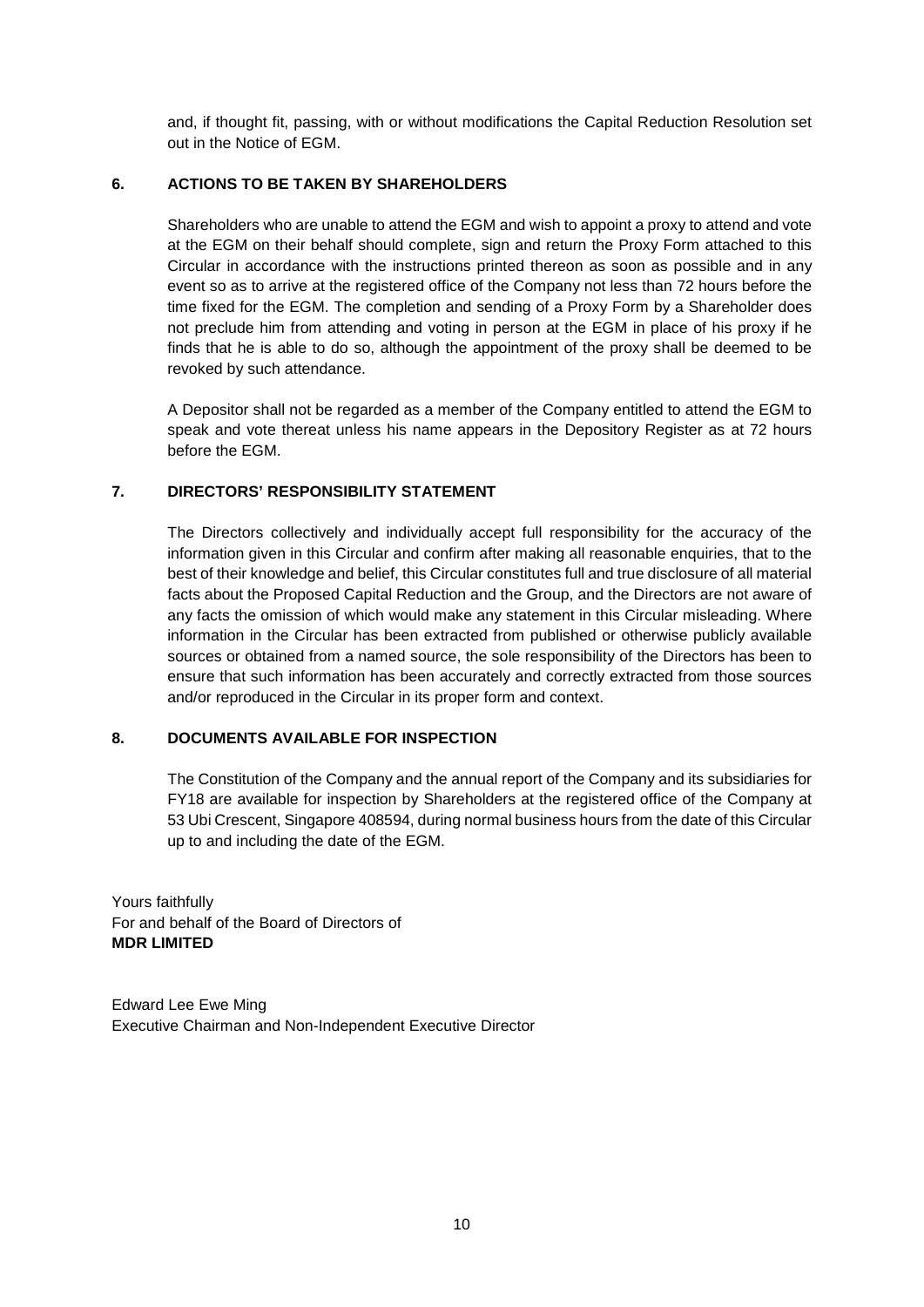and, if thought fit, passing, with or without modifications the Capital Reduction Resolution set out in the Notice of EGM.

## 6. ACTIONS TO BE TAKEN BY SHAREHOLDERS

Shareholders who are unable to attend the EGM and wish to appoint a proxy to attend and vote at the EGM on their behalf should complete, sign and return the Proxy Form attached to this Circular in accordance with the instructions printed thereon as soon as possible and in any event so as to arrive at the registered office of the Company not less than 72 hours before the time fixed for the EGM. The completion and sending of a Proxy Form by a Shareholder does not preclude him from attending and voting in person at the EGM in place of his proxy if he finds that he is able to do so, although the appointment of the proxy shall be deemed to be revoked by such attendance.

A Depositor shall not be regarded as a member of the Company entitled to attend the EGM to speak and vote thereat unless his name appears in the Depository Register as at 72 hours before the EGM.

## 7. DIRECTORS' RESPONSIBILITY STATEMENT

The Directors collectively and individually accept full responsibility for the accuracy of the information given in this Circular and confirm after making all reasonable enquiries, that to the best of their knowledge and belief, this Circular constitutes full and true disclosure of all material facts about the Proposed Capital Reduction and the Group, and the Directors are not aware of any facts the omission of which would make any statement in this Circular misleading. Where information in the Circular has been extracted from published or otherwise publicly available sources or obtained from a named source, the sole responsibility of the Directors has been to ensure that such information has been accurately and correctly extracted from those sources and/or reproduced in the Circular in its proper form and context.

## 8. DOCUMENTS AVAILABLE FOR INSPECTION

The Constitution of the Company and the annual report of the Company and its subsidiaries for FY18 are available for inspection by Shareholders at the registered office of the Company at 53 Ubi Crescent, Singapore 408594, during normal business hours from the date of this Circular up to and including the date of the EGM.

Yours faithfully
For and behalf of the Board of Directors of
**MDR LIMITED**

Edward Lee Ewe Ming
Executive Chairman and Non-Independent Executive Director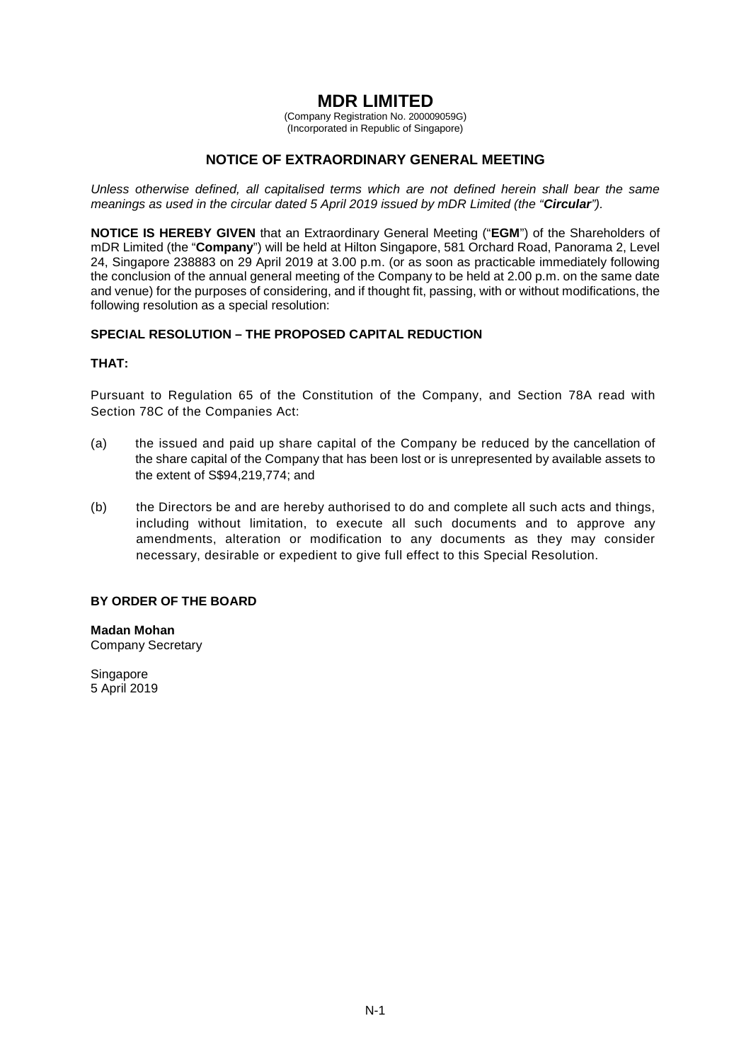# MDR LIMITED

(Company Registration No. 200009059G)
(Incorporated in Republic of Singapore)

## NOTICE OF EXTRAORDINARY GENERAL MEETING

*Unless otherwise defined, all capitalised terms which are not defined herein shall bear the same meanings as used in the circular dated 5 April 2019 issued by mDR Limited (the "**Circular**").*

**NOTICE IS HEREBY GIVEN** that an Extraordinary General Meeting ("**EGM**") of the Shareholders of mDR Limited (the "**Company**") will be held at Hilton Singapore, 581 Orchard Road, Panorama 2, Level 24, Singapore 238883 on 29 April 2019 at 3.00 p.m. (or as soon as practicable immediately following the conclusion of the annual general meeting of the Company to be held at 2.00 p.m. on the same date and venue) for the purposes of considering, and if thought fit, passing, with or without modifications, the following resolution as a special resolution:

**SPECIAL RESOLUTION – THE PROPOSED CAPITAL REDUCTION**

**THAT:**

Pursuant to Regulation 65 of the Constitution of the Company, and Section 78A read with Section 78C of the Companies Act:

(a) the issued and paid up share capital of the Company be reduced by the cancellation of the share capital of the Company that has been lost or is unrepresented by available assets to the extent of S$94,219,774; and

(b) the Directors be and are hereby authorised to do and complete all such acts and things, including without limitation, to execute all such documents and to approve any amendments, alteration or modification to any documents as they may consider necessary, desirable or expedient to give full effect to this Special Resolution.

**BY ORDER OF THE BOARD**

**Madan Mohan**
Company Secretary

Singapore
5 April 2019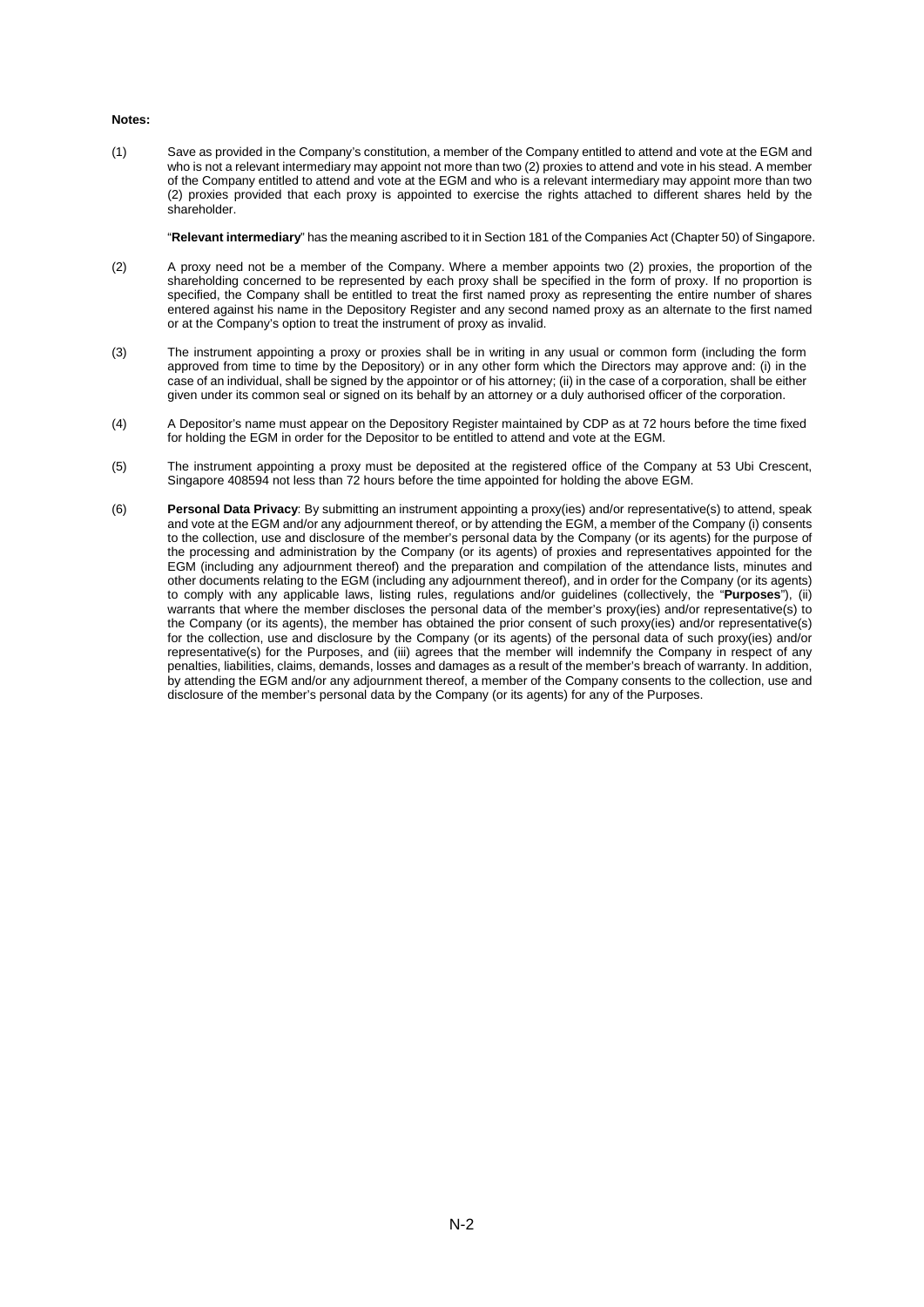**Notes:**

(1) Save as provided in the Company's constitution, a member of the Company entitled to attend and vote at the EGM and who is not a relevant intermediary may appoint not more than two (2) proxies to attend and vote in his stead. A member of the Company entitled to attend and vote at the EGM and who is a relevant intermediary may appoint more than two (2) proxies provided that each proxy is appointed to exercise the rights attached to different shares held by the shareholder.

"**Relevant intermediary**" has the meaning ascribed to it in Section 181 of the Companies Act (Chapter 50) of Singapore.

(2) A proxy need not be a member of the Company. Where a member appoints two (2) proxies, the proportion of the shareholding concerned to be represented by each proxy shall be specified in the form of proxy. If no proportion is specified, the Company shall be entitled to treat the first named proxy as representing the entire number of shares entered against his name in the Depository Register and any second named proxy as an alternate to the first named or at the Company's option to treat the instrument of proxy as invalid.

(3) The instrument appointing a proxy or proxies shall be in writing in any usual or common form (including the form approved from time to time by the Depository) or in any other form which the Directors may approve and: (i) in the case of an individual, shall be signed by the appointor or of his attorney; (ii) in the case of a corporation, shall be either given under its common seal or signed on its behalf by an attorney or a duly authorised officer of the corporation.

(4) A Depositor's name must appear on the Depository Register maintained by CDP as at 72 hours before the time fixed for holding the EGM in order for the Depositor to be entitled to attend and vote at the EGM.

(5) The instrument appointing a proxy must be deposited at the registered office of the Company at 53 Ubi Crescent, Singapore 408594 not less than 72 hours before the time appointed for holding the above EGM.

(6) **Personal Data Privacy**: By submitting an instrument appointing a proxy(ies) and/or representative(s) to attend, speak and vote at the EGM and/or any adjournment thereof, or by attending the EGM, a member of the Company (i) consents to the collection, use and disclosure of the member's personal data by the Company (or its agents) for the purpose of the processing and administration by the Company (or its agents) of proxies and representatives appointed for the EGM (including any adjournment thereof) and the preparation and compilation of the attendance lists, minutes and other documents relating to the EGM (including any adjournment thereof), and in order for the Company (or its agents) to comply with any applicable laws, listing rules, regulations and/or guidelines (collectively, the "**Purposes**"), (ii) warrants that where the member discloses the personal data of the member's proxy(ies) and/or representative(s) to the Company (or its agents), the member has obtained the prior consent of such proxy(ies) and/or representative(s) for the collection, use and disclosure by the Company (or its agents) of the personal data of such proxy(ies) and/or representative(s) for the Purposes, and (iii) agrees that the member will indemnify the Company in respect of any penalties, liabilities, claims, demands, losses and damages as a result of the member's breach of warranty. In addition, by attending the EGM and/or any adjournment thereof, a member of the Company consents to the collection, use and disclosure of the member's personal data by the Company (or its agents) for any of the Purposes.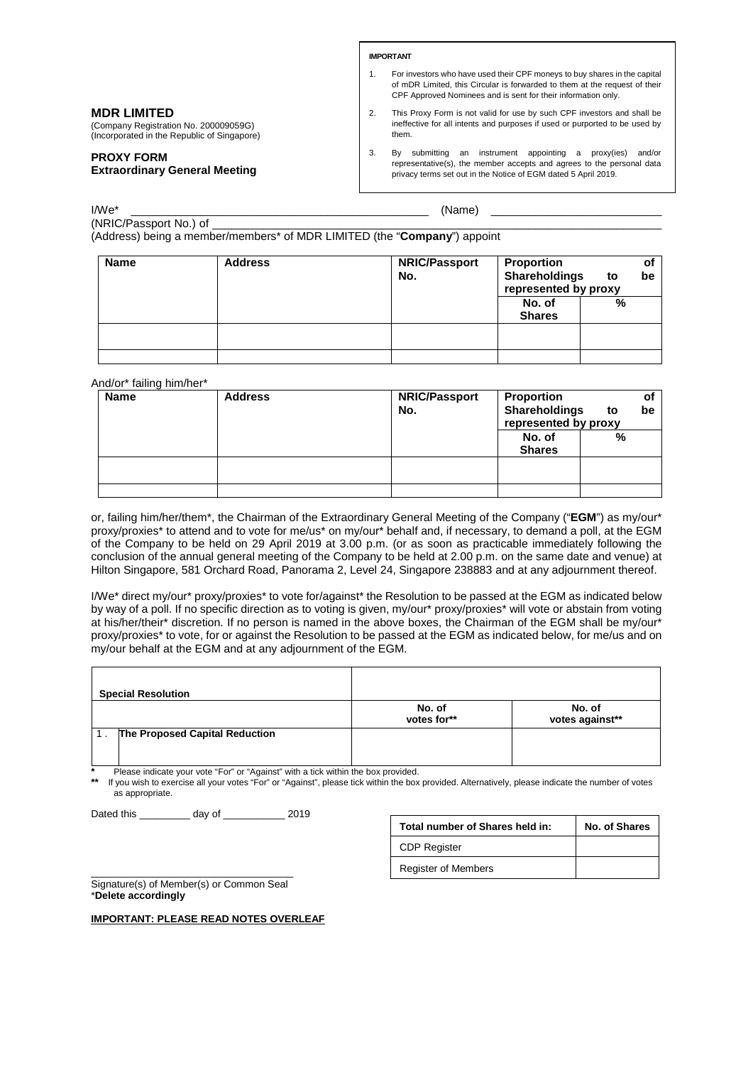**IMPORTANT**

1. For investors who have used their CPF moneys to buy shares in the capital of mDR Limited, this Circular is forwarded to them at the request of their CPF Approved Nominees and is sent for their information only.
2. This Proxy Form is not valid for use by such CPF investors and shall be ineffective for all intents and purposes if used or purported to be used by them.
3. By submitting an instrument appointing a proxy(ies) and/or representative(s), the member accepts and agrees to the personal data privacy terms set out in the Notice of EGM dated 5 April 2019.

**MDR LIMITED**
(Company Registration No. 200009059G)
(Incorporated in the Republic of Singapore)

**PROXY FORM**
**Extraordinary General Meeting**

I/We* _______________________________________________ (Name) __________________________
(NRIC/Passport No.) of ________________________________________________________________
(Address) being a member/members* of MDR LIMITED (the "**Company**") appoint

| Name | Address | NRIC/Passport No. | Proportion of Shareholdings to be represented by proxy | |
|---|---|---|---|---|
| | | | No. of Shares | % |
| | | | | |
| | | | | |

And/or* failing him/her*

| Name | Address | NRIC/Passport No. | Proportion of Shareholdings to be represented by proxy | |
|---|---|---|---|---|
| | | | No. of Shares | % |
| | | | | |
| | | | | |

or, failing him/her/them*, the Chairman of the Extraordinary General Meeting of the Company ("**EGM**") as my/our* proxy/proxies* to attend and to vote for me/us* on my/our* behalf and, if necessary, to demand a poll, at the EGM of the Company to be held on 29 April 2019 at 3.00 p.m. (or as soon as practicable immediately following the conclusion of the annual general meeting of the Company to be held at 2.00 p.m. on the same date and venue) at Hilton Singapore, 581 Orchard Road, Panorama 2, Level 24, Singapore 238883 and at any adjournment thereof.

I/We* direct my/our* proxy/proxies* to vote for/against* the Resolution to be passed at the EGM as indicated below by way of a poll. If no specific direction as to voting is given, my/our* proxy/proxies* will vote or abstain from voting at his/her/their* discretion. If no person is named in the above boxes, the Chairman of the EGM shall be my/our* proxy/proxies* to vote, for or against the Resolution to be passed at the EGM as indicated below, for me/us and on my/our behalf at the EGM and at any adjournment of the EGM.

| Special Resolution | | | |
|---|---|---|---|
| | | No. of votes for** | No. of votes against** |
| 1 . | **The Proposed Capital Reduction** | | |

\* Please indicate your vote "For" or "Against" with a tick within the box provided.
** If you wish to exercise all your votes "For" or "Against", please tick within the box provided. Alternatively, please indicate the number of votes as appropriate.

Dated this _________ day of ___________ 2019

| Total number of Shares held in: | No. of Shares |
|---|---|
| CDP Register | |
| Register of Members | |

___________________________________
Signature(s) of Member(s) or Common Seal
\***Delete accordingly**

**IMPORTANT: PLEASE READ NOTES OVERLEAF**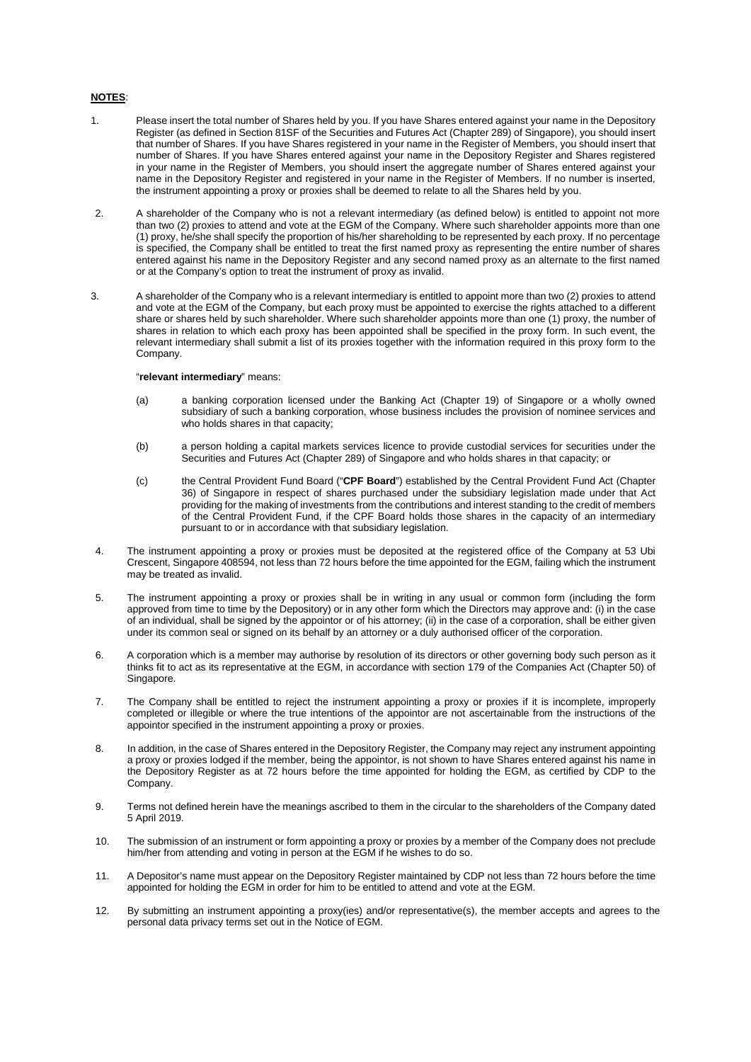**NOTES**:

1. Please insert the total number of Shares held by you. If you have Shares entered against your name in the Depository Register (as defined in Section 81SF of the Securities and Futures Act (Chapter 289) of Singapore), you should insert that number of Shares. If you have Shares registered in your name in the Register of Members, you should insert that number of Shares. If you have Shares entered against your name in the Depository Register and Shares registered in your name in the Register of Members, you should insert the aggregate number of Shares entered against your name in the Depository Register and registered in your name in the Register of Members. If no number is inserted, the instrument appointing a proxy or proxies shall be deemed to relate to all the Shares held by you.

2. A shareholder of the Company who is not a relevant intermediary (as defined below) is entitled to appoint not more than two (2) proxies to attend and vote at the EGM of the Company. Where such shareholder appoints more than one (1) proxy, he/she shall specify the proportion of his/her shareholding to be represented by each proxy. If no percentage is specified, the Company shall be entitled to treat the first named proxy as representing the entire number of shares entered against his name in the Depository Register and any second named proxy as an alternate to the first named or at the Company's option to treat the instrument of proxy as invalid.

3. A shareholder of the Company who is a relevant intermediary is entitled to appoint more than two (2) proxies to attend and vote at the EGM of the Company, but each proxy must be appointed to exercise the rights attached to a different share or shares held by such shareholder. Where such shareholder appoints more than one (1) proxy, the number of shares in relation to which each proxy has been appointed shall be specified in the proxy form. In such event, the relevant intermediary shall submit a list of its proxies together with the information required in this proxy form to the Company.

   "**relevant intermediary**" means:

   (a) a banking corporation licensed under the Banking Act (Chapter 19) of Singapore or a wholly owned subsidiary of such a banking corporation, whose business includes the provision of nominee services and who holds shares in that capacity;

   (b) a person holding a capital markets services licence to provide custodial services for securities under the Securities and Futures Act (Chapter 289) of Singapore and who holds shares in that capacity; or

   (c) the Central Provident Fund Board ("**CPF Board**") established by the Central Provident Fund Act (Chapter 36) of Singapore in respect of shares purchased under the subsidiary legislation made under that Act providing for the making of investments from the contributions and interest standing to the credit of members of the Central Provident Fund, if the CPF Board holds those shares in the capacity of an intermediary pursuant to or in accordance with that subsidiary legislation.

4. The instrument appointing a proxy or proxies must be deposited at the registered office of the Company at 53 Ubi Crescent, Singapore 408594, not less than 72 hours before the time appointed for the EGM, failing which the instrument may be treated as invalid.

5. The instrument appointing a proxy or proxies shall be in writing in any usual or common form (including the form approved from time to time by the Depository) or in any other form which the Directors may approve and: (i) in the case of an individual, shall be signed by the appointor or of his attorney; (ii) in the case of a corporation, shall be either given under its common seal or signed on its behalf by an attorney or a duly authorised officer of the corporation.

6. A corporation which is a member may authorise by resolution of its directors or other governing body such person as it thinks fit to act as its representative at the EGM, in accordance with section 179 of the Companies Act (Chapter 50) of Singapore.

7. The Company shall be entitled to reject the instrument appointing a proxy or proxies if it is incomplete, improperly completed or illegible or where the true intentions of the appointor are not ascertainable from the instructions of the appointor specified in the instrument appointing a proxy or proxies.

8. In addition, in the case of Shares entered in the Depository Register, the Company may reject any instrument appointing a proxy or proxies lodged if the member, being the appointor, is not shown to have Shares entered against his name in the Depository Register as at 72 hours before the time appointed for holding the EGM, as certified by CDP to the Company.

9. Terms not defined herein have the meanings ascribed to them in the circular to the shareholders of the Company dated 5 April 2019.

10. The submission of an instrument or form appointing a proxy or proxies by a member of the Company does not preclude him/her from attending and voting in person at the EGM if he wishes to do so.

11. A Depositor's name must appear on the Depository Register maintained by CDP not less than 72 hours before the time appointed for holding the EGM in order for him to be entitled to attend and vote at the EGM.

12. By submitting an instrument appointing a proxy(ies) and/or representative(s), the member accepts and agrees to the personal data privacy terms set out in the Notice of EGM.